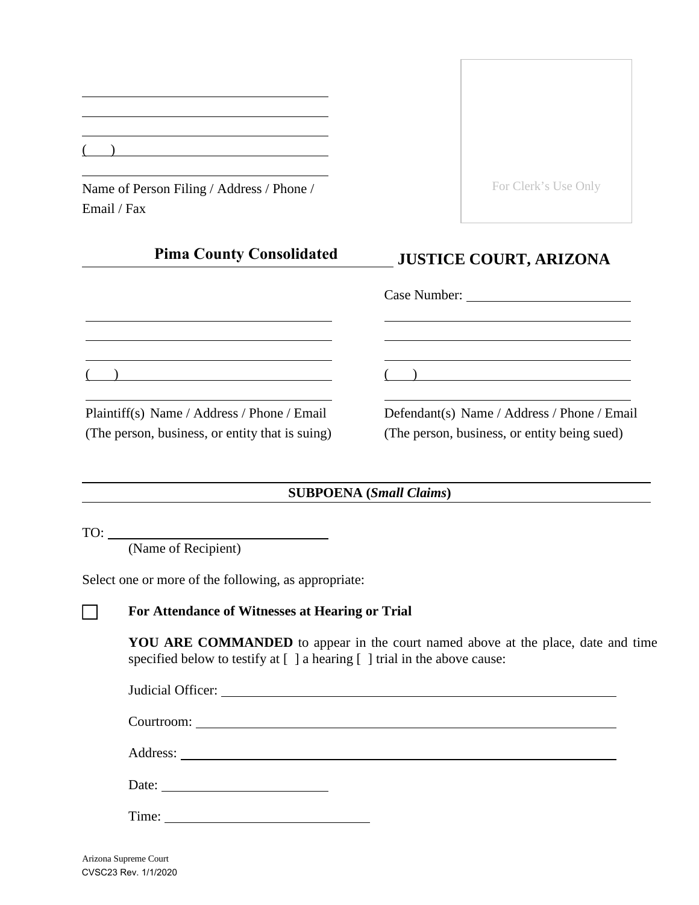( )

Name of Person Filing / Address / Phone / Email / Fax

For Clerk's Use Only

**Pima County Consolidated JUSTICE COURT, ARIZONA**

Case Number: \_\_\_\_\_\_\_\_\_\_\_\_\_\_\_\_\_\_\_\_

( )

Plaintiff(s) Name / Address / Phone / Email
(The person, business, or entity that is suing)

( )

Defendant(s) Name / Address / Phone / Email
(The person, business, or entity being sued)

**SUBPOENA (*Small Claims*)**

TO: \_\_\_\_\_\_\_\_\_\_\_\_\_\_\_\_\_\_\_\_\_\_\_\_\_\_\_\_
(Name of Recipient)

Select one or more of the following, as appropriate:

☐ **For Attendance of Witnesses at Hearing or Trial**

**YOU ARE COMMANDED** to appear in the court named above at the place, date and time specified below to testify at [ ] a hearing [ ] trial in the above cause:

Judicial Officer: \_\_\_\_\_\_\_\_\_\_\_\_\_\_\_\_\_\_\_\_\_\_\_\_\_\_\_\_

Courtroom: \_\_\_\_\_\_\_\_\_\_\_\_\_\_\_\_\_\_\_\_\_\_\_\_\_\_\_\_

Address: \_\_\_\_\_\_\_\_\_\_\_\_\_\_\_\_\_\_\_\_\_\_\_\_\_\_\_\_

Date: \_\_\_\_\_\_\_\_\_\_\_\_\_\_\_\_

Time: \_\_\_\_\_\_\_\_\_\_\_\_\_\_\_\_

Arizona Supreme Court
CVSC23 Rev. 1/1/2020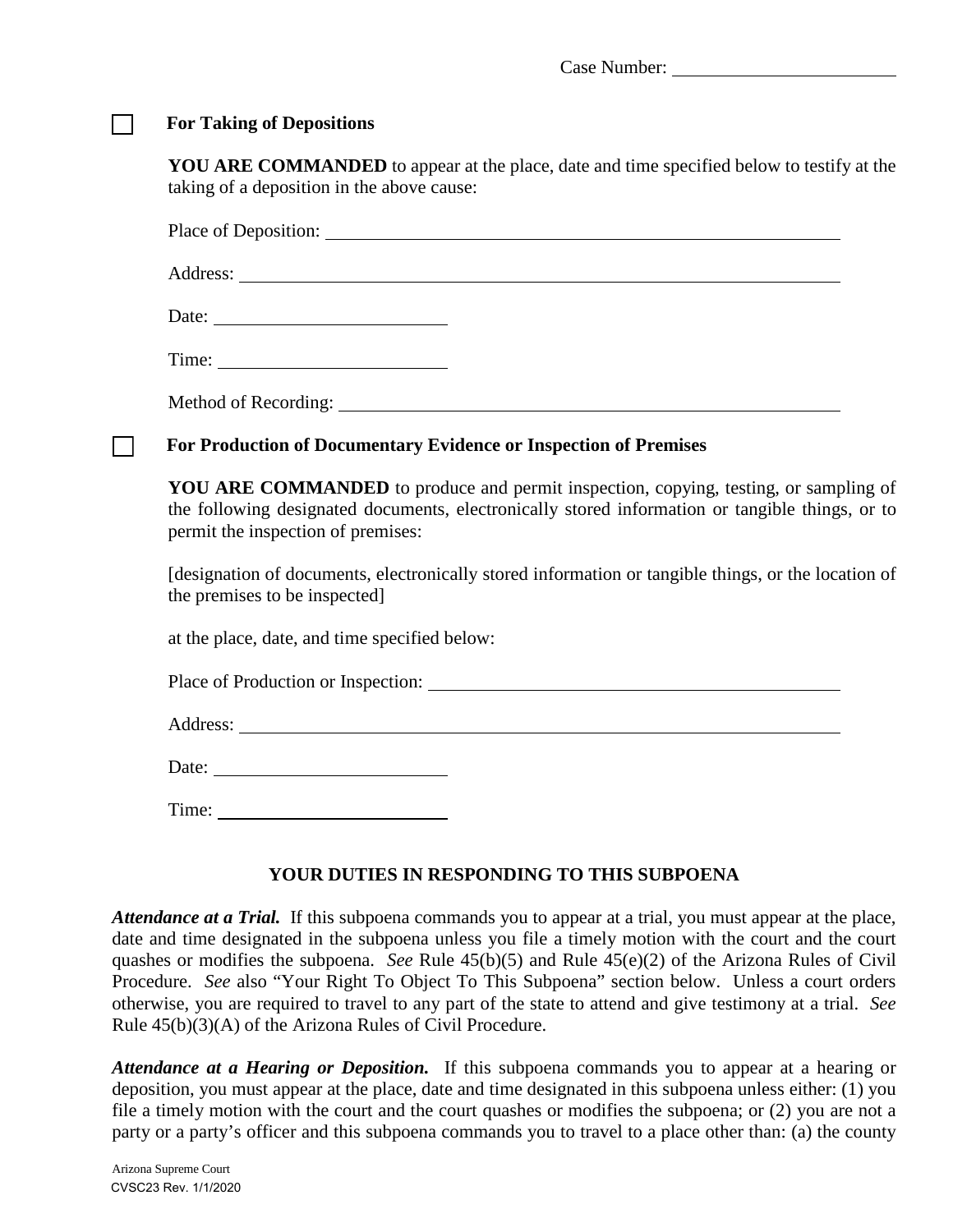Case Number: ______________________

☐ **For Taking of Depositions**

**YOU ARE COMMANDED** to appear at the place, date and time specified below to testify at the taking of a deposition in the above cause:

Place of Deposition: ______________________________________________

Address: ______________________________________________

Date: ______________________

Time: ______________________

Method of Recording: ______________________________________________

☐ **For Production of Documentary Evidence or Inspection of Premises**

**YOU ARE COMMANDED** to produce and permit inspection, copying, testing, or sampling of the following designated documents, electronically stored information or tangible things, or to permit the inspection of premises:

[designation of documents, electronically stored information or tangible things, or the location of the premises to be inspected]

at the place, date, and time specified below:

Place of Production or Inspection: ______________________________________________

Address: ______________________________________________

Date: ______________________

Time: ______________________

## YOUR DUTIES IN RESPONDING TO THIS SUBPOENA

***Attendance at a Trial.*** If this subpoena commands you to appear at a trial, you must appear at the place, date and time designated in the subpoena unless you file a timely motion with the court and the court quashes or modifies the subpoena. *See* Rule 45(b)(5) and Rule 45(e)(2) of the Arizona Rules of Civil Procedure. *See* also "Your Right To Object To This Subpoena" section below. Unless a court orders otherwise, you are required to travel to any part of the state to attend and give testimony at a trial. *See* Rule 45(b)(3)(A) of the Arizona Rules of Civil Procedure.

***Attendance at a Hearing or Deposition.*** If this subpoena commands you to appear at a hearing or deposition, you must appear at the place, date and time designated in this subpoena unless either: (1) you file a timely motion with the court and the court quashes or modifies the subpoena; or (2) you are not a party or a party's officer and this subpoena commands you to travel to a place other than: (a) the county

Arizona Supreme Court
CVSC23 Rev. 1/1/2020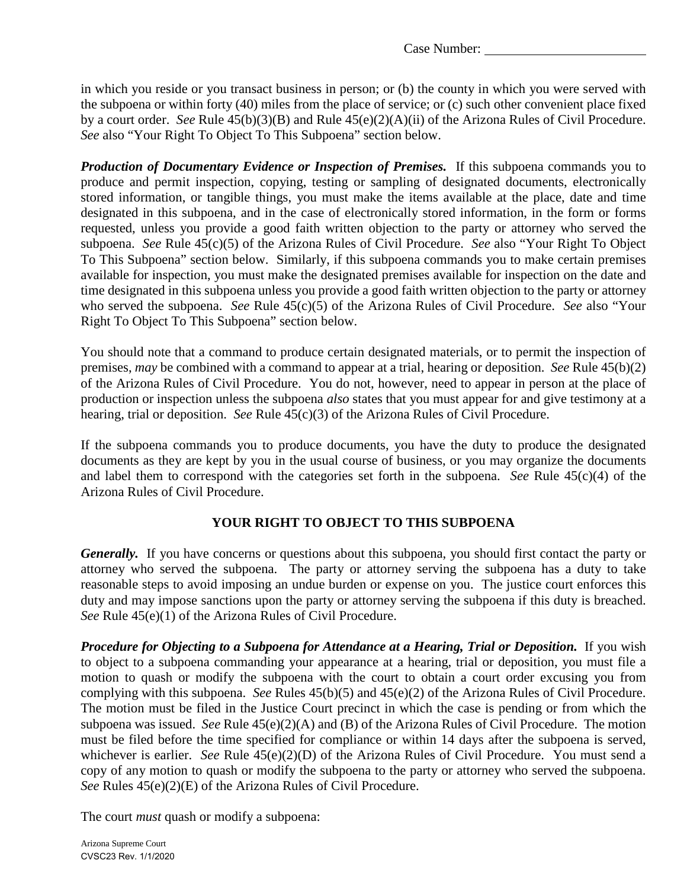Case Number: 

in which you reside or you transact business in person; or (b) the county in which you were served with the subpoena or within forty (40) miles from the place of service; or (c) such other convenient place fixed by a court order. *See* Rule 45(b)(3)(B) and Rule 45(e)(2)(A)(ii) of the Arizona Rules of Civil Procedure. *See* also "Your Right To Object To This Subpoena" section below.

***Production of Documentary Evidence or Inspection of Premises.*** If this subpoena commands you to produce and permit inspection, copying, testing or sampling of designated documents, electronically stored information, or tangible things, you must make the items available at the place, date and time designated in this subpoena, and in the case of electronically stored information, in the form or forms requested, unless you provide a good faith written objection to the party or attorney who served the subpoena. *See* Rule 45(c)(5) of the Arizona Rules of Civil Procedure. *See* also "Your Right To Object To This Subpoena" section below. Similarly, if this subpoena commands you to make certain premises available for inspection, you must make the designated premises available for inspection on the date and time designated in this subpoena unless you provide a good faith written objection to the party or attorney who served the subpoena. *See* Rule 45(c)(5) of the Arizona Rules of Civil Procedure. *See* also "Your Right To Object To This Subpoena" section below.

You should note that a command to produce certain designated materials, or to permit the inspection of premises, *may* be combined with a command to appear at a trial, hearing or deposition. *See* Rule 45(b)(2) of the Arizona Rules of Civil Procedure. You do not, however, need to appear in person at the place of production or inspection unless the subpoena *also* states that you must appear for and give testimony at a hearing, trial or deposition. *See* Rule 45(c)(3) of the Arizona Rules of Civil Procedure.

If the subpoena commands you to produce documents, you have the duty to produce the designated documents as they are kept by you in the usual course of business, or you may organize the documents and label them to correspond with the categories set forth in the subpoena. *See* Rule 45(c)(4) of the Arizona Rules of Civil Procedure.

## YOUR RIGHT TO OBJECT TO THIS SUBPOENA

***Generally.*** If you have concerns or questions about this subpoena, you should first contact the party or attorney who served the subpoena. The party or attorney serving the subpoena has a duty to take reasonable steps to avoid imposing an undue burden or expense on you. The justice court enforces this duty and may impose sanctions upon the party or attorney serving the subpoena if this duty is breached. *See* Rule 45(e)(1) of the Arizona Rules of Civil Procedure.

***Procedure for Objecting to a Subpoena for Attendance at a Hearing, Trial or Deposition.*** If you wish to object to a subpoena commanding your appearance at a hearing, trial or deposition, you must file a motion to quash or modify the subpoena with the court to obtain a court order excusing you from complying with this subpoena. *See* Rules 45(b)(5) and 45(e)(2) of the Arizona Rules of Civil Procedure. The motion must be filed in the Justice Court precinct in which the case is pending or from which the subpoena was issued. *See* Rule 45(e)(2)(A) and (B) of the Arizona Rules of Civil Procedure. The motion must be filed before the time specified for compliance or within 14 days after the subpoena is served, whichever is earlier. *See* Rule 45(e)(2)(D) of the Arizona Rules of Civil Procedure. You must send a copy of any motion to quash or modify the subpoena to the party or attorney who served the subpoena. *See* Rules 45(e)(2)(E) of the Arizona Rules of Civil Procedure.

The court *must* quash or modify a subpoena:

Arizona Supreme Court
CVSC23 Rev. 1/1/2020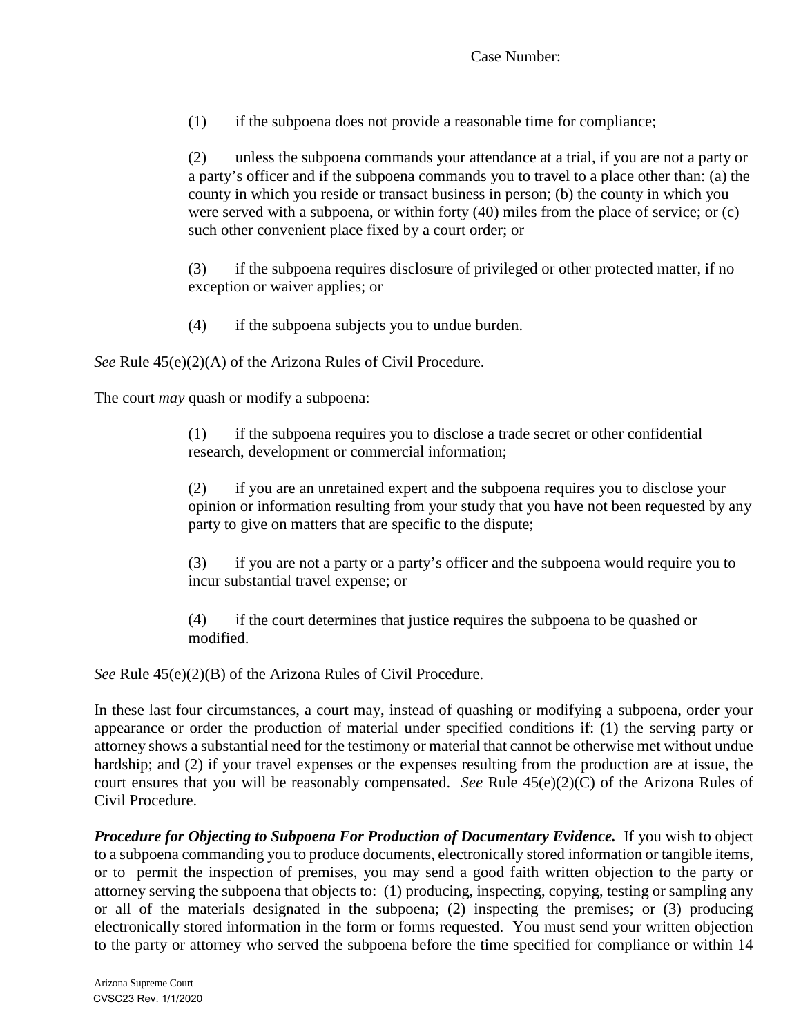Case Number: ________________________

(1) if the subpoena does not provide a reasonable time for compliance;

(2) unless the subpoena commands your attendance at a trial, if you are not a party or a party's officer and if the subpoena commands you to travel to a place other than: (a) the county in which you reside or transact business in person; (b) the county in which you were served with a subpoena, or within forty (40) miles from the place of service; or (c) such other convenient place fixed by a court order; or

(3) if the subpoena requires disclosure of privileged or other protected matter, if no exception or waiver applies; or

(4) if the subpoena subjects you to undue burden.

*See* Rule 45(e)(2)(A) of the Arizona Rules of Civil Procedure.

The court *may* quash or modify a subpoena:

(1) if the subpoena requires you to disclose a trade secret or other confidential research, development or commercial information;

(2) if you are an unretained expert and the subpoena requires you to disclose your opinion or information resulting from your study that you have not been requested by any party to give on matters that are specific to the dispute;

(3) if you are not a party or a party's officer and the subpoena would require you to incur substantial travel expense; or

(4) if the court determines that justice requires the subpoena to be quashed or modified.

*See* Rule 45(e)(2)(B) of the Arizona Rules of Civil Procedure.

In these last four circumstances, a court may, instead of quashing or modifying a subpoena, order your appearance or order the production of material under specified conditions if: (1) the serving party or attorney shows a substantial need for the testimony or material that cannot be otherwise met without undue hardship; and (2) if your travel expenses or the expenses resulting from the production are at issue, the court ensures that you will be reasonably compensated. *See* Rule 45(e)(2)(C) of the Arizona Rules of Civil Procedure.

***Procedure for Objecting to Subpoena For Production of Documentary Evidence.*** If you wish to object to a subpoena commanding you to produce documents, electronically stored information or tangible items, or to permit the inspection of premises, you may send a good faith written objection to the party or attorney serving the subpoena that objects to: (1) producing, inspecting, copying, testing or sampling any or all of the materials designated in the subpoena; (2) inspecting the premises; or (3) producing electronically stored information in the form or forms requested. You must send your written objection to the party or attorney who served the subpoena before the time specified for compliance or within 14

Arizona Supreme Court
CVSC23 Rev. 1/1/2020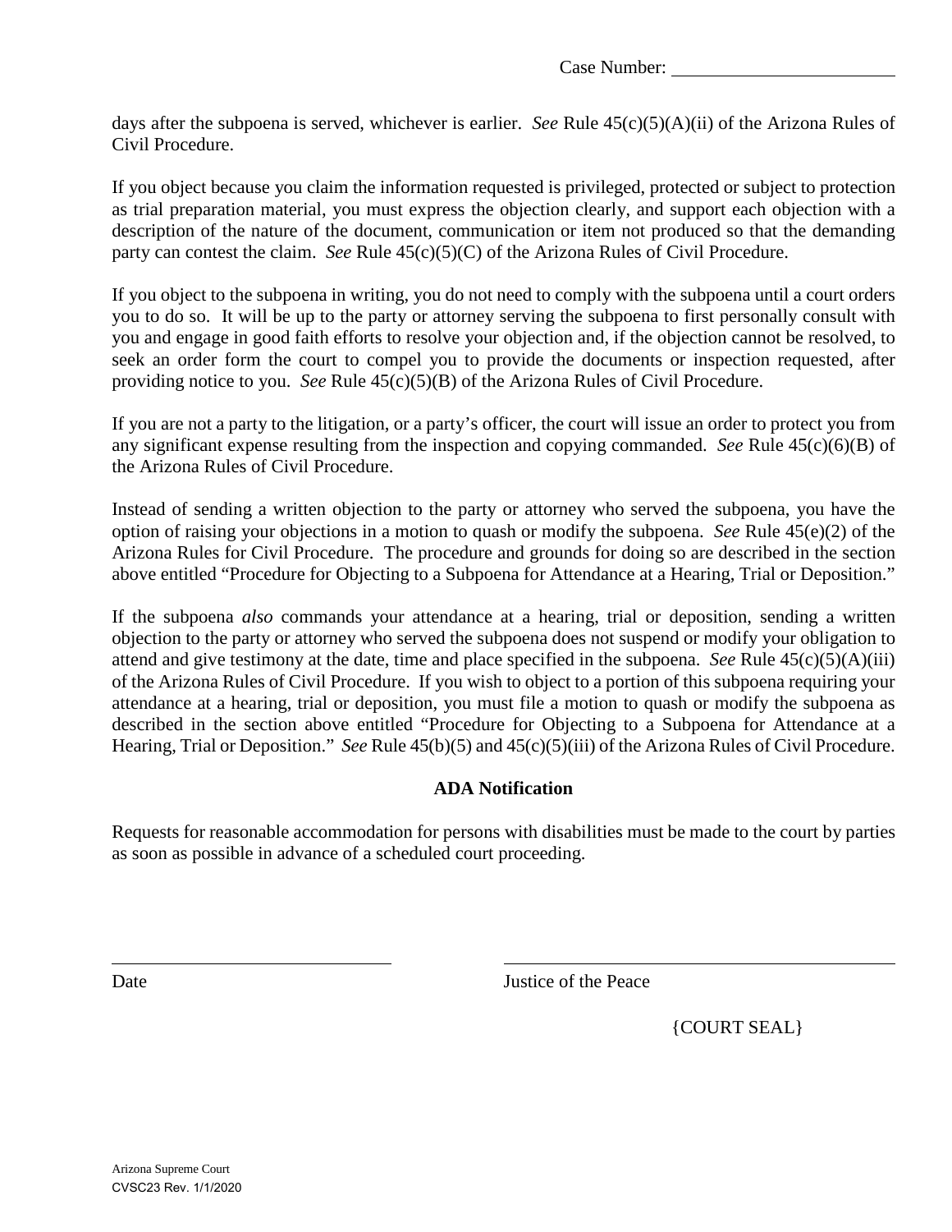Case Number: ____________________

days after the subpoena is served, whichever is earlier. *See* Rule 45(c)(5)(A)(ii) of the Arizona Rules of Civil Procedure.

If you object because you claim the information requested is privileged, protected or subject to protection as trial preparation material, you must express the objection clearly, and support each objection with a description of the nature of the document, communication or item not produced so that the demanding party can contest the claim. *See* Rule 45(c)(5)(C) of the Arizona Rules of Civil Procedure.

If you object to the subpoena in writing, you do not need to comply with the subpoena until a court orders you to do so. It will be up to the party or attorney serving the subpoena to first personally consult with you and engage in good faith efforts to resolve your objection and, if the objection cannot be resolved, to seek an order form the court to compel you to provide the documents or inspection requested, after providing notice to you. *See* Rule 45(c)(5)(B) of the Arizona Rules of Civil Procedure.

If you are not a party to the litigation, or a party's officer, the court will issue an order to protect you from any significant expense resulting from the inspection and copying commanded. *See* Rule 45(c)(6)(B) of the Arizona Rules of Civil Procedure.

Instead of sending a written objection to the party or attorney who served the subpoena, you have the option of raising your objections in a motion to quash or modify the subpoena. *See* Rule 45(e)(2) of the Arizona Rules for Civil Procedure. The procedure and grounds for doing so are described in the section above entitled "Procedure for Objecting to a Subpoena for Attendance at a Hearing, Trial or Deposition."

If the subpoena *also* commands your attendance at a hearing, trial or deposition, sending a written objection to the party or attorney who served the subpoena does not suspend or modify your obligation to attend and give testimony at the date, time and place specified in the subpoena. *See* Rule 45(c)(5)(A)(iii) of the Arizona Rules of Civil Procedure. If you wish to object to a portion of this subpoena requiring your attendance at a hearing, trial or deposition, you must file a motion to quash or modify the subpoena as described in the section above entitled "Procedure for Objecting to a Subpoena for Attendance at a Hearing, Trial or Deposition." *See* Rule 45(b)(5) and 45(c)(5)(iii) of the Arizona Rules of Civil Procedure.

**ADA Notification**

Requests for reasonable accommodation for persons with disabilities must be made to the court by parties as soon as possible in advance of a scheduled court proceeding.

____________________ ____________________

Date Justice of the Peace

{COURT SEAL}

Arizona Supreme Court
CVSC23 Rev. 1/1/2020